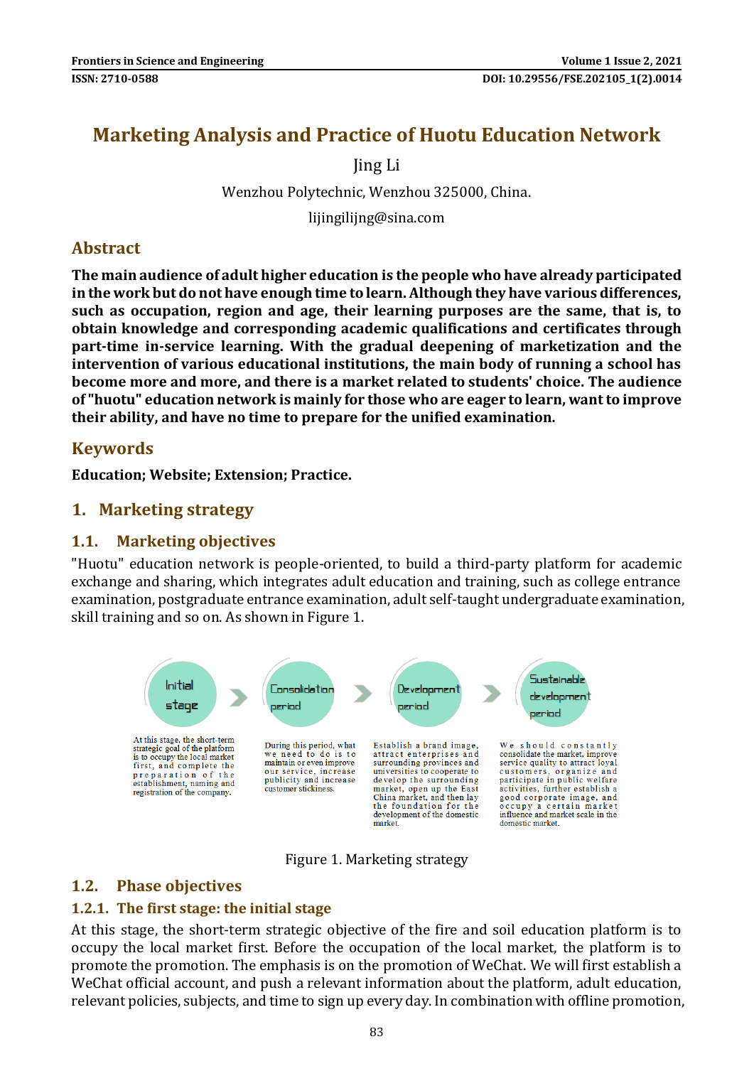# Marketing Analysis and Practice of Huotu Education Network

Jing Li

Wenzhou Polytechnic, Wenzhou 325000, China.

lijingilijng@sina.com

## Abstract

**The main audience of adult higher education is the people who have already participated in the work but do not have enough time to learn. Although they have various differences, such as occupation, region and age, their learning purposes are the same, that is, to obtain knowledge and corresponding academic qualifications and certificates through part-time in-service learning. With the gradual deepening of marketization and the intervention of various educational institutions, the main body of running a school has become more and more, and there is a market related to students' choice. The audience of "huotu" education network is mainly for those who are eager to learn, want to improve their ability, and have no time to prepare for the unified examination.**

## Keywords

**Education; Website; Extension; Practice.**

## 1. Marketing strategy

### 1.1. Marketing objectives

"Huotu" education network is people-oriented, to build a third-party platform for academic exchange and sharing, which integrates adult education and training, such as college entrance examination, postgraduate entrance examination, adult self-taught undergraduate examination, skill training and so on. As shown in Figure 1.

Initial stage: At this stage, the short-term strategic goal of the platform is to occupy the local market first, and complete the preparation of the establishment, naming and registration of the company.

Consolidation period: During this period, what we need to do is to maintain or even improve our service, increase publicity and increase customer stickiness.

Development period: Establish a brand image, attract enterprises and surrounding provinces and universities to cooperate to develop the surrounding market, open up the East China market, and then lay the foundation for the development of the domestic market.

Sustainable development period: We should constantly consolidate the market, improve service quality to attract loyal customers, organize and participate in public welfare activities, further establish a good corporate image, and occupy a certain market influence and market scale in the domestic market.

Figure 1. Marketing strategy

### 1.2. Phase objectives

#### 1.2.1. The first stage: the initial stage

At this stage, the short-term strategic objective of the fire and soil education platform is to occupy the local market first. Before the occupation of the local market, the platform is to promote the promotion. The emphasis is on the promotion of WeChat. We will first establish a WeChat official account, and push a relevant information about the platform, adult education, relevant policies, subjects, and time to sign up every day. In combination with offline promotion,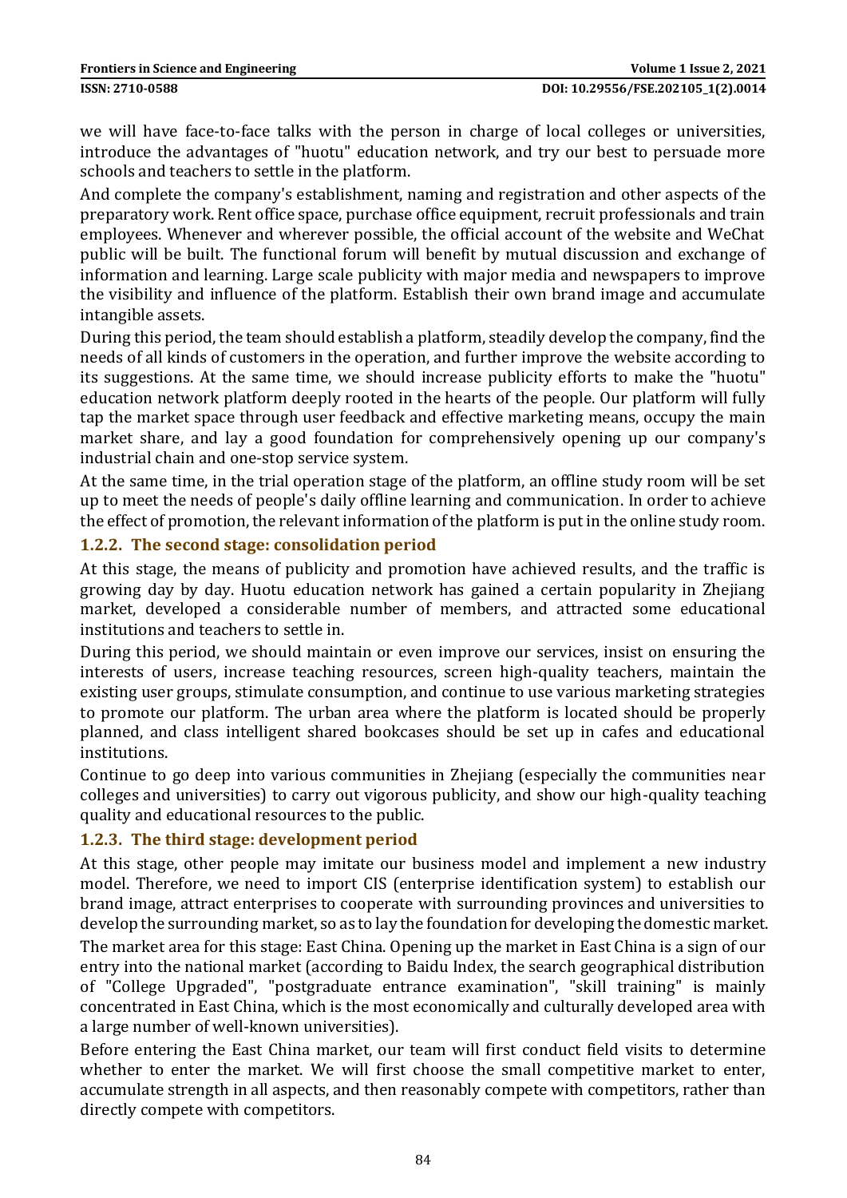we will have face-to-face talks with the person in charge of local colleges or universities, introduce the advantages of "huotu" education network, and try our best to persuade more schools and teachers to settle in the platform.

And complete the company's establishment, naming and registration and other aspects of the preparatory work. Rent office space, purchase office equipment, recruit professionals and train employees. Whenever and wherever possible, the official account of the website and WeChat public will be built. The functional forum will benefit by mutual discussion and exchange of information and learning. Large scale publicity with major media and newspapers to improve the visibility and influence of the platform. Establish their own brand image and accumulate intangible assets.

During this period, the team should establish a platform, steadily develop the company, find the needs of all kinds of customers in the operation, and further improve the website according to its suggestions. At the same time, we should increase publicity efforts to make the "huotu" education network platform deeply rooted in the hearts of the people. Our platform will fully tap the market space through user feedback and effective marketing means, occupy the main market share, and lay a good foundation for comprehensively opening up our company's industrial chain and one-stop service system.

At the same time, in the trial operation stage of the platform, an offline study room will be set up to meet the needs of people's daily offline learning and communication. In order to achieve the effect of promotion, the relevant information of the platform is put in the online study room.

### 1.2.2. The second stage: consolidation period

At this stage, the means of publicity and promotion have achieved results, and the traffic is growing day by day. Huotu education network has gained a certain popularity in Zhejiang market, developed a considerable number of members, and attracted some educational institutions and teachers to settle in.

During this period, we should maintain or even improve our services, insist on ensuring the interests of users, increase teaching resources, screen high-quality teachers, maintain the existing user groups, stimulate consumption, and continue to use various marketing strategies to promote our platform. The urban area where the platform is located should be properly planned, and class intelligent shared bookcases should be set up in cafes and educational institutions.

Continue to go deep into various communities in Zhejiang (especially the communities near colleges and universities) to carry out vigorous publicity, and show our high-quality teaching quality and educational resources to the public.

### 1.2.3. The third stage: development period

At this stage, other people may imitate our business model and implement a new industry model. Therefore, we need to import CIS (enterprise identification system) to establish our brand image, attract enterprises to cooperate with surrounding provinces and universities to develop the surrounding market, so as to lay the foundation for developing the domestic market.

The market area for this stage: East China. Opening up the market in East China is a sign of our entry into the national market (according to Baidu Index, the search geographical distribution of "College Upgraded", "postgraduate entrance examination", "skill training" is mainly concentrated in East China, which is the most economically and culturally developed area with a large number of well-known universities).

Before entering the East China market, our team will first conduct field visits to determine whether to enter the market. We will first choose the small competitive market to enter, accumulate strength in all aspects, and then reasonably compete with competitors, rather than directly compete with competitors.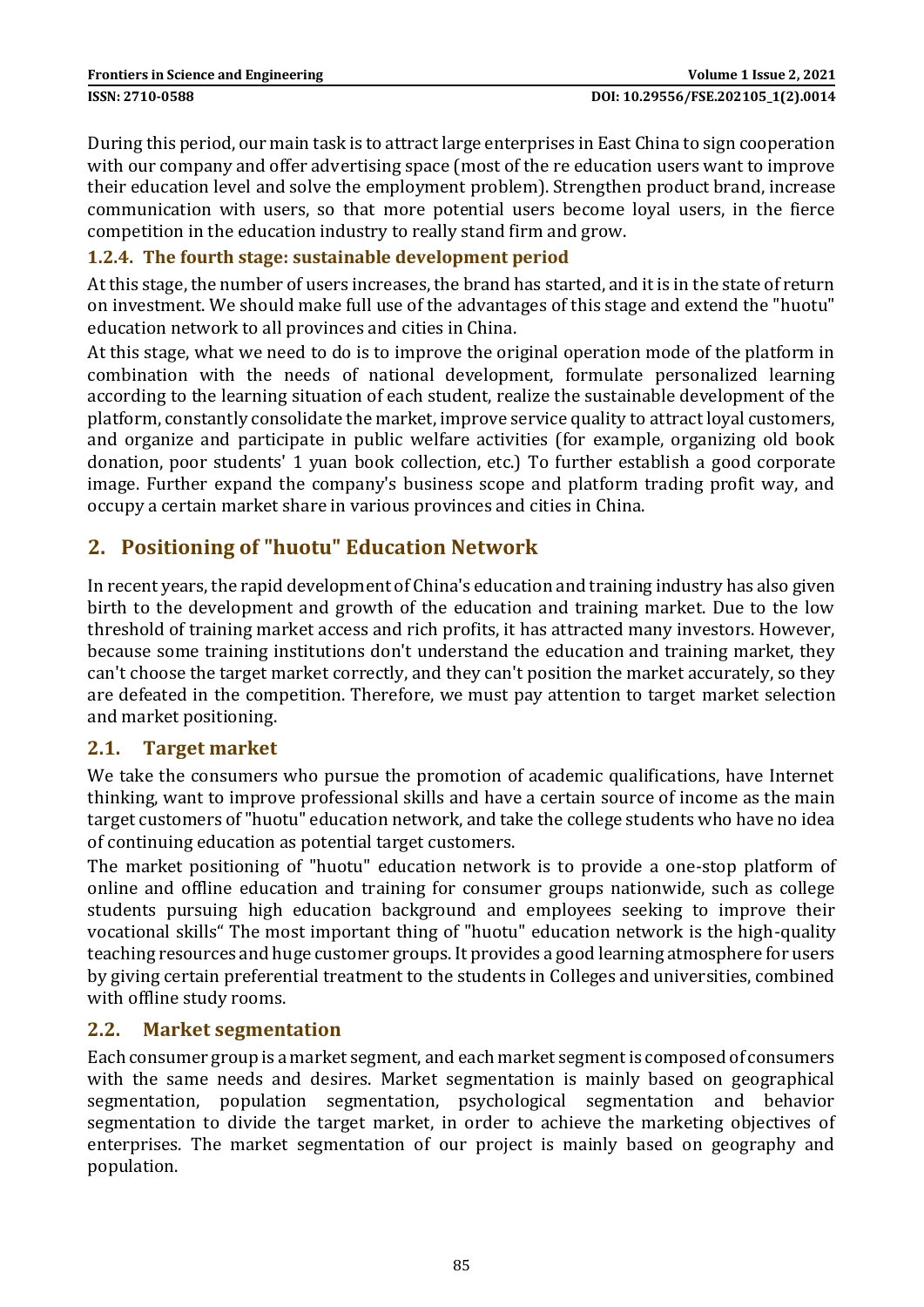During this period, our main task is to attract large enterprises in East China to sign cooperation with our company and offer advertising space (most of the re education users want to improve their education level and solve the employment problem). Strengthen product brand, increase communication with users, so that more potential users become loyal users, in the fierce competition in the education industry to really stand firm and grow.

### 1.2.4. The fourth stage: sustainable development period

At this stage, the number of users increases, the brand has started, and it is in the state of return on investment. We should make full use of the advantages of this stage and extend the "huotu" education network to all provinces and cities in China.

At this stage, what we need to do is to improve the original operation mode of the platform in combination with the needs of national development, formulate personalized learning according to the learning situation of each student, realize the sustainable development of the platform, constantly consolidate the market, improve service quality to attract loyal customers, and organize and participate in public welfare activities (for example, organizing old book donation, poor students' 1 yuan book collection, etc.) To further establish a good corporate image. Further expand the company's business scope and platform trading profit way, and occupy a certain market share in various provinces and cities in China.

## 2. Positioning of "huotu" Education Network

In recent years, the rapid development of China's education and training industry has also given birth to the development and growth of the education and training market. Due to the low threshold of training market access and rich profits, it has attracted many investors. However, because some training institutions don't understand the education and training market, they can't choose the target market correctly, and they can't position the market accurately, so they are defeated in the competition. Therefore, we must pay attention to target market selection and market positioning.

### 2.1. Target market

We take the consumers who pursue the promotion of academic qualifications, have Internet thinking, want to improve professional skills and have a certain source of income as the main target customers of "huotu" education network, and take the college students who have no idea of continuing education as potential target customers.

The market positioning of "huotu" education network is to provide a one-stop platform of online and offline education and training for consumer groups nationwide, such as college students pursuing high education background and employees seeking to improve their vocational skills" The most important thing of "huotu" education network is the high-quality teaching resources and huge customer groups. It provides a good learning atmosphere for users by giving certain preferential treatment to the students in Colleges and universities, combined with offline study rooms.

### 2.2. Market segmentation

Each consumer group is a market segment, and each market segment is composed of consumers with the same needs and desires. Market segmentation is mainly based on geographical segmentation, population segmentation, psychological segmentation and behavior segmentation to divide the target market, in order to achieve the marketing objectives of enterprises. The market segmentation of our project is mainly based on geography and population.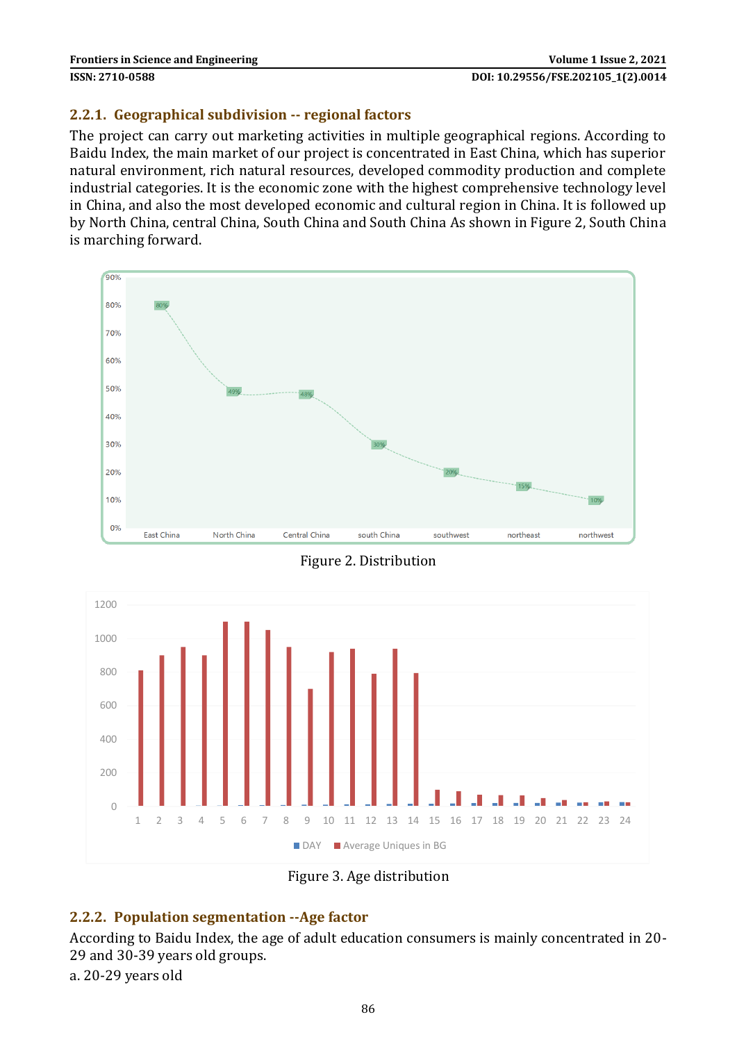### 2.2.1. Geographical subdivision -- regional factors

The project can carry out marketing activities in multiple geographical regions. According to Baidu Index, the main market of our project is concentrated in East China, which has superior natural environment, rich natural resources, developed commodity production and complete industrial categories. It is the economic zone with the highest comprehensive technology level in China, and also the most developed economic and cultural region in China. It is followed up by North China, central China, South China and South China As shown in Figure 2, South China is marching forward.

Figure 2. Distribution

Figure 3. Age distribution

### 2.2.2. Population segmentation --Age factor

According to Baidu Index, the age of adult education consumers is mainly concentrated in 20-29 and 30-39 years old groups.

a. 20-29 years old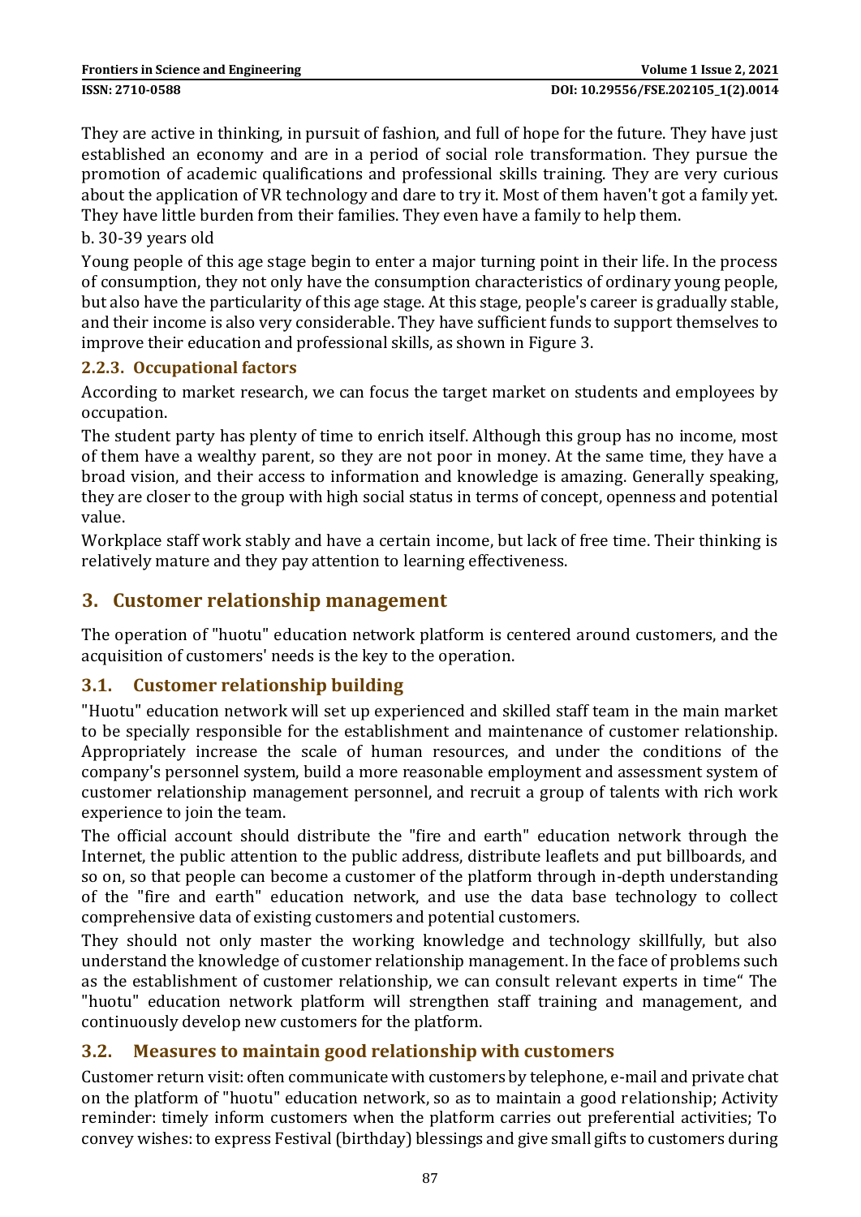They are active in thinking, in pursuit of fashion, and full of hope for the future. They have just established an economy and are in a period of social role transformation. They pursue the promotion of academic qualifications and professional skills training. They are very curious about the application of VR technology and dare to try it. Most of them haven't got a family yet. They have little burden from their families. They even have a family to help them.

b. 30-39 years old

Young people of this age stage begin to enter a major turning point in their life. In the process of consumption, they not only have the consumption characteristics of ordinary young people, but also have the particularity of this age stage. At this stage, people's career is gradually stable, and their income is also very considerable. They have sufficient funds to support themselves to improve their education and professional skills, as shown in Figure 3.

### 2.2.3. Occupational factors

According to market research, we can focus the target market on students and employees by occupation.

The student party has plenty of time to enrich itself. Although this group has no income, most of them have a wealthy parent, so they are not poor in money. At the same time, they have a broad vision, and their access to information and knowledge is amazing. Generally speaking, they are closer to the group with high social status in terms of concept, openness and potential value.

Workplace staff work stably and have a certain income, but lack of free time. Their thinking is relatively mature and they pay attention to learning effectiveness.

## 3. Customer relationship management

The operation of "huotu" education network platform is centered around customers, and the acquisition of customers' needs is the key to the operation.

### 3.1. Customer relationship building

"Huotu" education network will set up experienced and skilled staff team in the main market to be specially responsible for the establishment and maintenance of customer relationship. Appropriately increase the scale of human resources, and under the conditions of the company's personnel system, build a more reasonable employment and assessment system of customer relationship management personnel, and recruit a group of talents with rich work experience to join the team.

The official account should distribute the "fire and earth" education network through the Internet, the public attention to the public address, distribute leaflets and put billboards, and so on, so that people can become a customer of the platform through in-depth understanding of the "fire and earth" education network, and use the data base technology to collect comprehensive data of existing customers and potential customers.

They should not only master the working knowledge and technology skillfully, but also understand the knowledge of customer relationship management. In the face of problems such as the establishment of customer relationship, we can consult relevant experts in time" The "huotu" education network platform will strengthen staff training and management, and continuously develop new customers for the platform.

### 3.2. Measures to maintain good relationship with customers

Customer return visit: often communicate with customers by telephone, e-mail and private chat on the platform of "huotu" education network, so as to maintain a good relationship; Activity reminder: timely inform customers when the platform carries out preferential activities; To convey wishes: to express Festival (birthday) blessings and give small gifts to customers during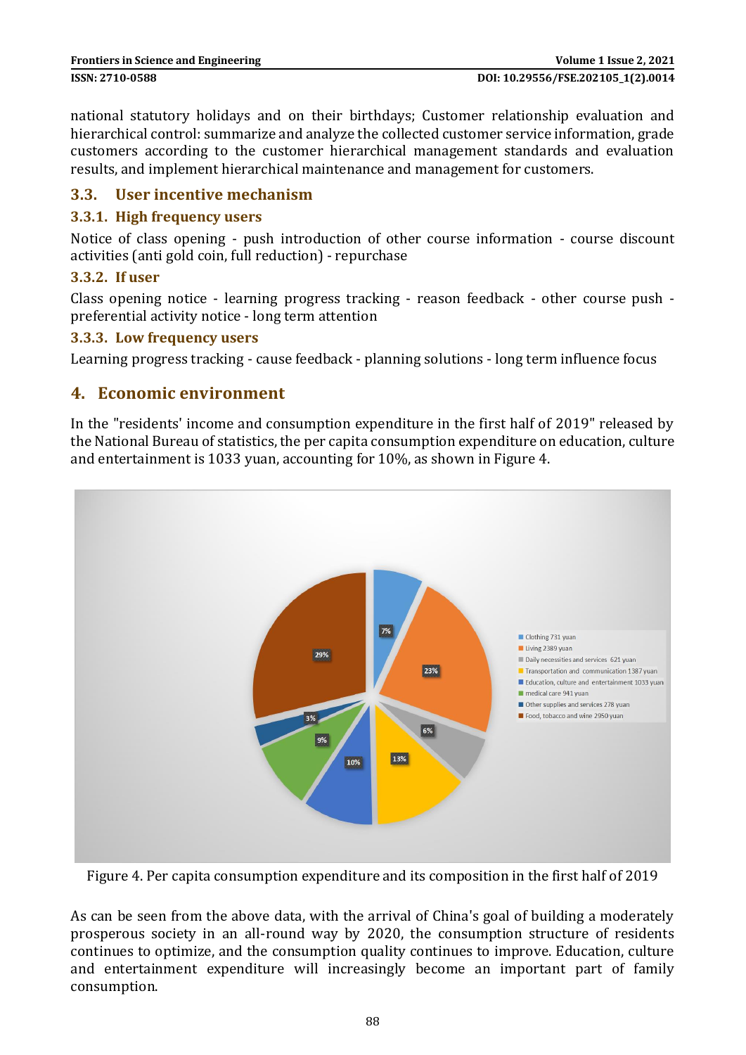national statutory holidays and on their birthdays; Customer relationship evaluation and hierarchical control: summarize and analyze the collected customer service information, grade customers according to the customer hierarchical management standards and evaluation results, and implement hierarchical maintenance and management for customers.

### 3.3. User incentive mechanism

#### 3.3.1. High frequency users

Notice of class opening - push introduction of other course information - course discount activities (anti gold coin, full reduction) - repurchase

#### 3.3.2. If user

Class opening notice - learning progress tracking - reason feedback - other course push - preferential activity notice - long term attention

#### 3.3.3. Low frequency users

Learning progress tracking - cause feedback - planning solutions - long term influence focus

## 4. Economic environment

In the "residents' income and consumption expenditure in the first half of 2019" released by the National Bureau of statistics, the per capita consumption expenditure on education, culture and entertainment is 1033 yuan, accounting for 10%, as shown in Figure 4.

Figure 4. Per capita consumption expenditure and its composition in the first half of 2019

As can be seen from the above data, with the arrival of China's goal of building a moderately prosperous society in an all-round way by 2020, the consumption structure of residents continues to optimize, and the consumption quality continues to improve. Education, culture and entertainment expenditure will increasingly become an important part of family consumption.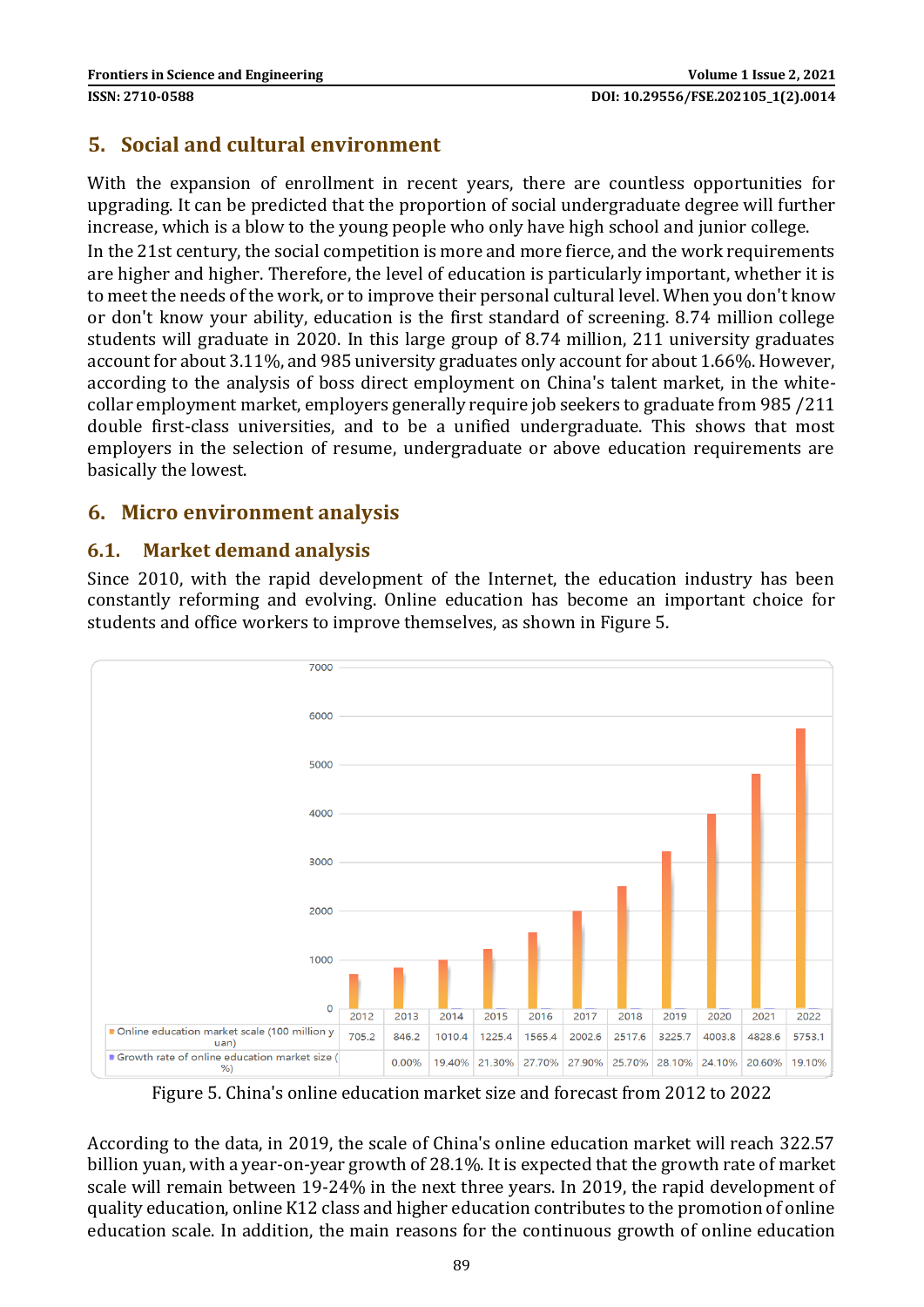## 5. Social and cultural environment

With the expansion of enrollment in recent years, there are countless opportunities for upgrading. It can be predicted that the proportion of social undergraduate degree will further increase, which is a blow to the young people who only have high school and junior college.

In the 21st century, the social competition is more and more fierce, and the work requirements are higher and higher. Therefore, the level of education is particularly important, whether it is to meet the needs of the work, or to improve their personal cultural level. When you don't know or don't know your ability, education is the first standard of screening. 8.74 million college students will graduate in 2020. In this large group of 8.74 million, 211 university graduates account for about 3.11%, and 985 university graduates only account for about 1.66%. However, according to the analysis of boss direct employment on China's talent market, in the white-collar employment market, employers generally require job seekers to graduate from 985 /211 double first-class universities, and to be a unified undergraduate. This shows that most employers in the selection of resume, undergraduate or above education requirements are basically the lowest.

## 6. Micro environment analysis

### 6.1. Market demand analysis

Since 2010, with the rapid development of the Internet, the education industry has been constantly reforming and evolving. Online education has become an important choice for students and office workers to improve themselves, as shown in Figure 5.

| | 2012 | 2013 | 2014 | 2015 | 2016 | 2017 | 2018 | 2019 | 2020 | 2021 | 2022 |
|---|---|---|---|---|---|---|---|---|---|---|---|
| Online education market scale (100 million yuan) | 705.2 | 846.2 | 1010.4 | 1225.4 | 1565.4 | 2002.6 | 2517.6 | 3225.7 | 4003.8 | 4828.6 | 5753.1 |
| Growth rate of online education market size (%) | | 0.00% | 19.40% | 21.30% | 27.70% | 27.90% | 25.70% | 28.10% | 24.10% | 20.60% | 19.10% |

Figure 5. China's online education market size and forecast from 2012 to 2022

According to the data, in 2019, the scale of China's online education market will reach 322.57 billion yuan, with a year-on-year growth of 28.1%. It is expected that the growth rate of market scale will remain between 19-24% in the next three years. In 2019, the rapid development of quality education, online K12 class and higher education contributes to the promotion of online education scale. In addition, the main reasons for the continuous growth of online education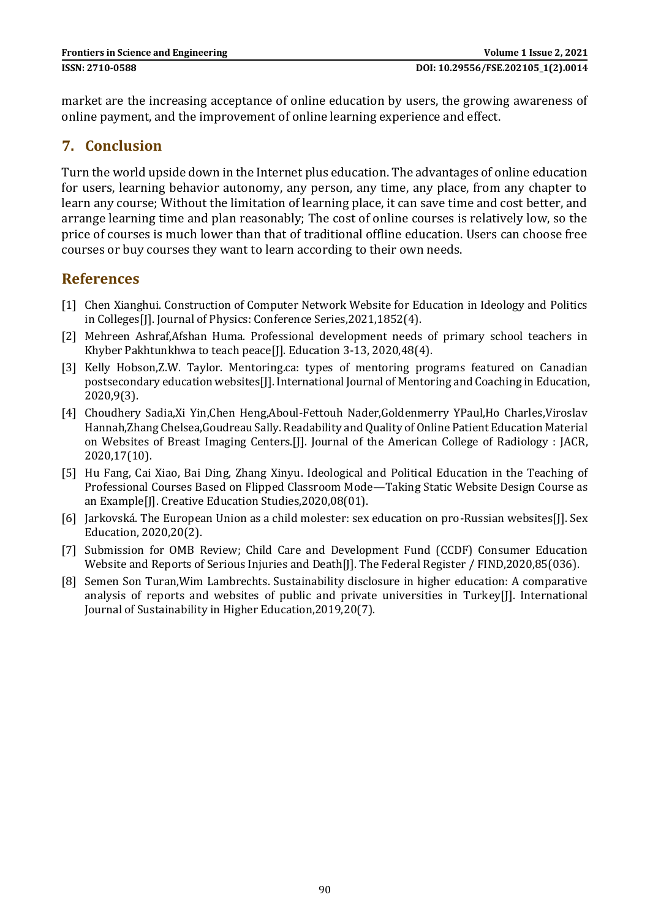market are the increasing acceptance of online education by users, the growing awareness of online payment, and the improvement of online learning experience and effect.

## 7. Conclusion

Turn the world upside down in the Internet plus education. The advantages of online education for users, learning behavior autonomy, any person, any time, any place, from any chapter to learn any course; Without the limitation of learning place, it can save time and cost better, and arrange learning time and plan reasonably; The cost of online courses is relatively low, so the price of courses is much lower than that of traditional offline education. Users can choose free courses or buy courses they want to learn according to their own needs.

## References

[1] Chen Xianghui. Construction of Computer Network Website for Education in Ideology and Politics in Colleges[J]. Journal of Physics: Conference Series,2021,1852(4).

[2] Mehreen Ashraf,Afshan Huma. Professional development needs of primary school teachers in Khyber Pakhtunkhwa to teach peace[J]. Education 3-13, 2020,48(4).

[3] Kelly Hobson,Z.W. Taylor. Mentoring.ca: types of mentoring programs featured on Canadian postsecondary education websites[J]. International Journal of Mentoring and Coaching in Education, 2020,9(3).

[4] Choudhery Sadia,Xi Yin,Chen Heng,Aboul-Fettouh Nader,Goldenmerry YPaul,Ho Charles,Viroslav Hannah,Zhang Chelsea,Goudreau Sally. Readability and Quality of Online Patient Education Material on Websites of Breast Imaging Centers.[J]. Journal of the American College of Radiology : JACR, 2020,17(10).

[5] Hu Fang, Cai Xiao, Bai Ding, Zhang Xinyu. Ideological and Political Education in the Teaching of Professional Courses Based on Flipped Classroom Mode—Taking Static Website Design Course as an Example[J]. Creative Education Studies,2020,08(01).

[6] Jarkovská. The European Union as a child molester: sex education on pro-Russian websites[J]. Sex Education, 2020,20(2).

[7] Submission for OMB Review; Child Care and Development Fund (CCDF) Consumer Education Website and Reports of Serious Injuries and Death[J]. The Federal Register / FIND,2020,85(036).

[8] Semen Son Turan,Wim Lambrechts. Sustainability disclosure in higher education: A comparative analysis of reports and websites of public and private universities in Turkey[J]. International Journal of Sustainability in Higher Education,2019,20(7).